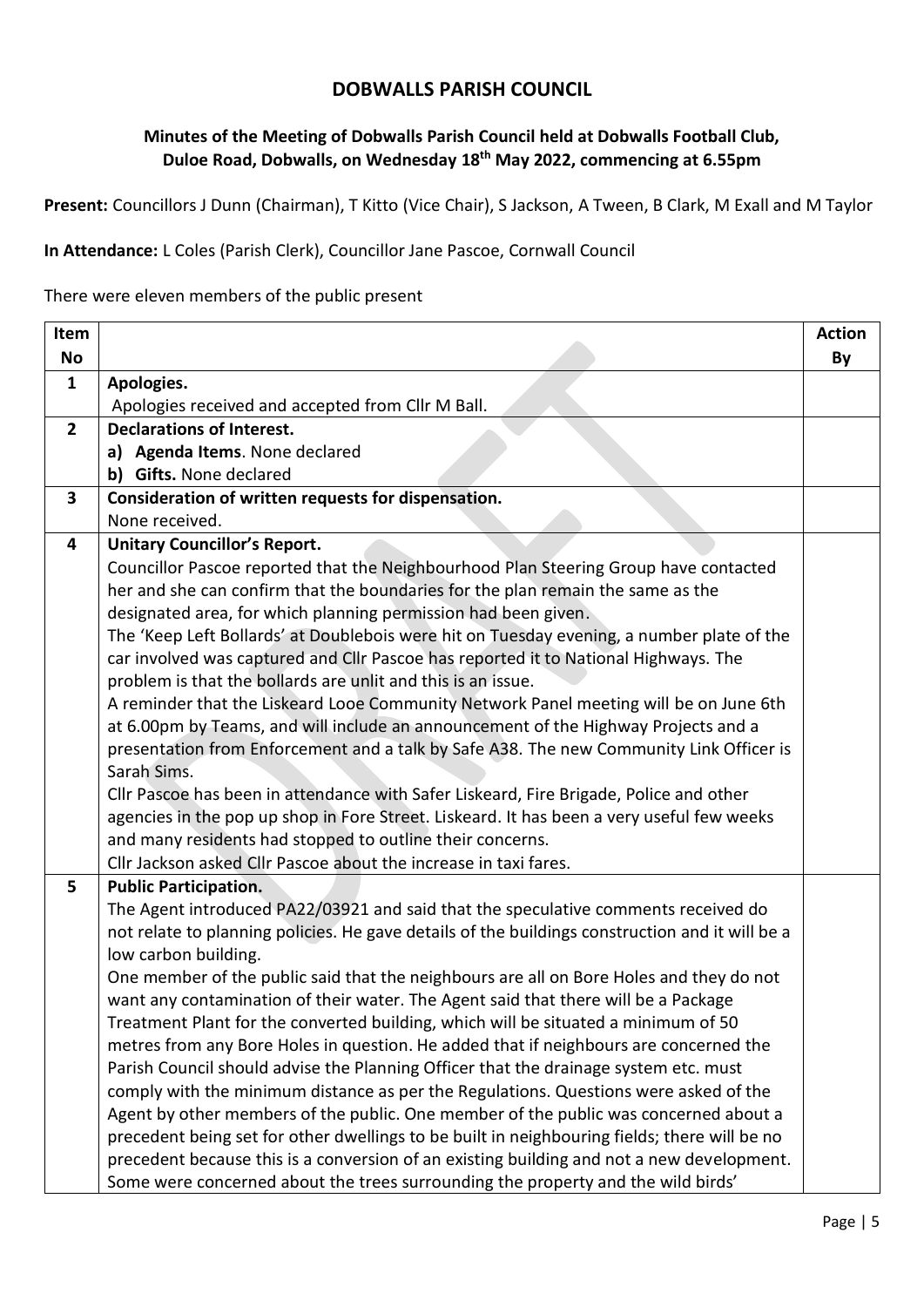# DOBWALLS PARISH COUNCIL

## Minutes of the Meeting of Dobwalls Parish Council held at Dobwalls Football Club, Duloe Road, Dobwalls, on Wednesday 18th May 2022, commencing at 6.55pm

**Present:** Councillors J Dunn (Chairman), T Kitto (Vice Chair), S Jackson, A Tween, B Clark, M Exall and M Taylor

**In Attendance:** L Coles (Parish Clerk), Councillor Jane Pascoe, Cornwall Council

There were eleven members of the public present

| Item No | | Action By |
|---|---|---|
| **1** | **Apologies.**<br>Apologies received and accepted from Cllr M Ball. | |
| **2** | **Declarations of Interest.**<br>**a) Agenda Items**. None declared<br>**b) Gifts.** None declared | |
| **3** | **Consideration of written requests for dispensation.**<br>None received. | |
| **4** | **Unitary Councillor's Report.**<br>Councillor Pascoe reported that the Neighbourhood Plan Steering Group have contacted her and she can confirm that the boundaries for the plan remain the same as the designated area, for which planning permission had been given.<br>The 'Keep Left Bollards' at Doublebois were hit on Tuesday evening, a number plate of the car involved was captured and Cllr Pascoe has reported it to National Highways. The problem is that the bollards are unlit and this is an issue.<br>A reminder that the Liskeard Looe Community Network Panel meeting will be on June 6th at 6.00pm by Teams, and will include an announcement of the Highway Projects and a presentation from Enforcement and a talk by Safe A38. The new Community Link Officer is Sarah Sims.<br>Cllr Pascoe has been in attendance with Safer Liskeard, Fire Brigade, Police and other agencies in the pop up shop in Fore Street. Liskeard. It has been a very useful few weeks and many residents had stopped to outline their concerns.<br>Cllr Jackson asked Cllr Pascoe about the increase in taxi fares. | |
| **5** | **Public Participation.**<br>The Agent introduced PA22/03921 and said that the speculative comments received do not relate to planning policies. He gave details of the buildings construction and it will be a low carbon building.<br>One member of the public said that the neighbours are all on Bore Holes and they do not want any contamination of their water. The Agent said that there will be a Package Treatment Plant for the converted building, which will be situated a minimum of 50 metres from any Bore Holes in question. He added that if neighbours are concerned the Parish Council should advise the Planning Officer that the drainage system etc. must comply with the minimum distance as per the Regulations. Questions were asked of the Agent by other members of the public. One member of the public was concerned about a precedent being set for other dwellings to be built in neighbouring fields; there will be no precedent because this is a conversion of an existing building and not a new development.<br>Some were concerned about the trees surrounding the property and the wild birds' | |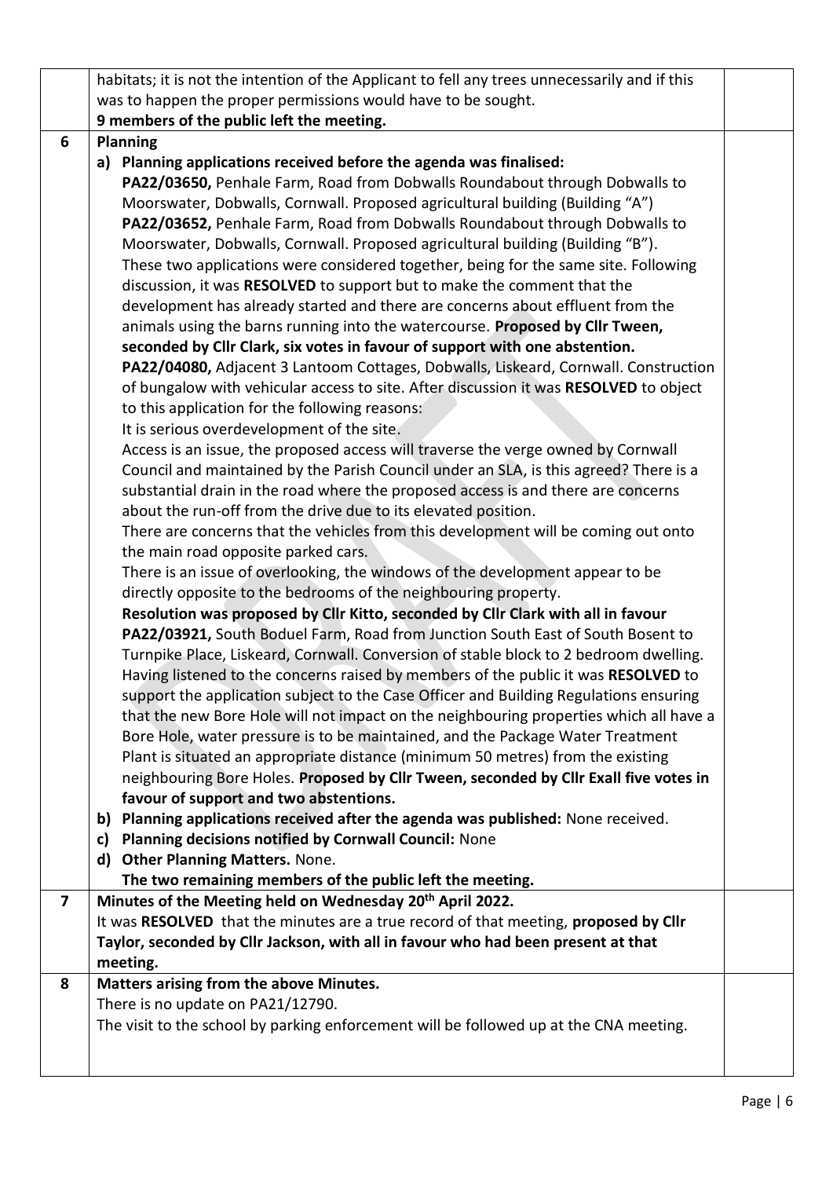| | | |
|---|---|---|
| | habitats; it is not the intention of the Applicant to fell any trees unnecessarily and if this was to happen the proper permissions would have to be sought.<br>**9 members of the public left the meeting.** | |
| **6** | **Planning**<br>**a) Planning applications received before the agenda was finalised:**<br>**PA22/03650,** Penhale Farm, Road from Dobwalls Roundabout through Dobwalls to Moorswater, Dobwalls, Cornwall. Proposed agricultural building (Building "A")<br>**PA22/03652,** Penhale Farm, Road from Dobwalls Roundabout through Dobwalls to Moorswater, Dobwalls, Cornwall. Proposed agricultural building (Building "B").<br>These two applications were considered together, being for the same site. Following discussion, it was **RESOLVED** to support but to make the comment that the development has already started and there are concerns about effluent from the animals using the barns running into the watercourse. **Proposed by Cllr Tween, seconded by Cllr Clark, six votes in favour of support with one abstention.**<br>**PA22/04080,** Adjacent 3 Lantoom Cottages, Dobwalls, Liskeard, Cornwall. Construction of bungalow with vehicular access to site. After discussion it was **RESOLVED** to object to this application for the following reasons:<br>It is serious overdevelopment of the site.<br>Access is an issue, the proposed access will traverse the verge owned by Cornwall Council and maintained by the Parish Council under an SLA, is this agreed? There is a substantial drain in the road where the proposed access is and there are concerns about the run-off from the drive due to its elevated position.<br>There are concerns that the vehicles from this development will be coming out onto the main road opposite parked cars.<br>There is an issue of overlooking, the windows of the development appear to be directly opposite to the bedrooms of the neighbouring property.<br>**Resolution was proposed by Cllr Kitto, seconded by Cllr Clark with all in favour**<br>**PA22/03921,** South Boduel Farm, Road from Junction South East of South Bosent to Turnpike Place, Liskeard, Cornwall. Conversion of stable block to 2 bedroom dwelling. Having listened to the concerns raised by members of the public it was **RESOLVED** to support the application subject to the Case Officer and Building Regulations ensuring that the new Bore Hole will not impact on the neighbouring properties which all have a Bore Hole, water pressure is to be maintained, and the Package Water Treatment Plant is situated an appropriate distance (minimum 50 metres) from the existing neighbouring Bore Holes. **Proposed by Cllr Tween, seconded by Cllr Exall five votes in favour of support and two abstentions.**<br>**b) Planning applications received after the agenda was published:** None received.<br>**c) Planning decisions notified by Cornwall Council:** None<br>**d) Other Planning Matters.** None.<br>**The two remaining members of the public left the meeting.** | |
| **7** | **Minutes of the Meeting held on Wednesday 20th April 2022.**<br>It was **RESOLVED** that the minutes are a true record of that meeting, **proposed by Cllr Taylor, seconded by Cllr Jackson, with all in favour who had been present at that meeting.** | |
| **8** | **Matters arising from the above Minutes.**<br>There is no update on PA21/12790.<br>The visit to the school by parking enforcement will be followed up at the CNA meeting. | |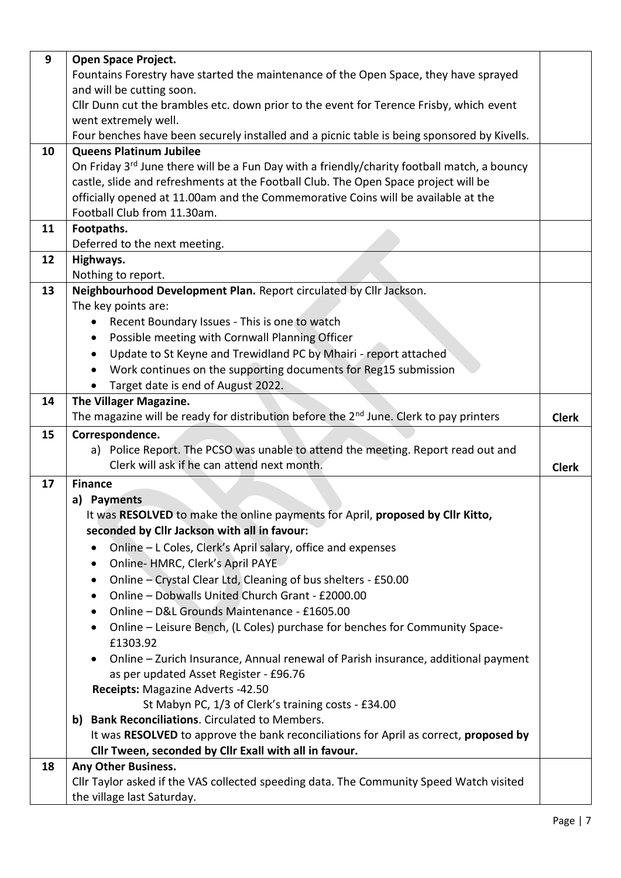| | | |
|---|---|---|
| 9 | **Open Space Project.**<br>Fountains Forestry have started the maintenance of the Open Space, they have sprayed and will be cutting soon.<br>Cllr Dunn cut the brambles etc. down prior to the event for Terence Frisby, which event went extremely well.<br>Four benches have been securely installed and a picnic table is being sponsored by Kivells. | |
| 10 | **Queens Platinum Jubilee**<br>On Friday 3rd June there will be a Fun Day with a friendly/charity football match, a bouncy castle, slide and refreshments at the Football Club. The Open Space project will be officially opened at 11.00am and the Commemorative Coins will be available at the Football Club from 11.30am. | |
| 11 | **Footpaths.**<br>Deferred to the next meeting. | |
| 12 | **Highways.**<br>Nothing to report. | |
| 13 | **Neighbourhood Development Plan.** Report circulated by Cllr Jackson.<br>The key points are:<br>• Recent Boundary Issues - This is one to watch<br>• Possible meeting with Cornwall Planning Officer<br>• Update to St Keyne and Trewidland PC by Mhairi - report attached<br>• Work continues on the supporting documents for Reg15 submission<br>• Target date is end of August 2022. | |
| 14 | **The Villager Magazine.**<br>The magazine will be ready for distribution before the 2nd June. Clerk to pay printers | **Clerk** |
| 15 | **Correspondence.**<br>a) Police Report. The PCSO was unable to attend the meeting. Report read out and Clerk will ask if he can attend next month. | **Clerk** |
| 17 | **Finance**<br>**a) Payments**<br>It was **RESOLVED** to make the online payments for April, **proposed by Cllr Kitto, seconded by Cllr Jackson with all in favour:**<br>• Online – L Coles, Clerk's April salary, office and expenses<br>• Online- HMRC, Clerk's April PAYE<br>• Online – Crystal Clear Ltd, Cleaning of bus shelters - £50.00<br>• Online – Dobwalls United Church Grant - £2000.00<br>• Online – D&L Grounds Maintenance - £1605.00<br>• Online – Leisure Bench, (L Coles) purchase for benches for Community Space- £1303.92<br>• Online – Zurich Insurance, Annual renewal of Parish insurance, additional payment as per updated Asset Register - £96.76<br>**Receipts:** Magazine Adverts -42.50<br>St Mabyn PC, 1/3 of Clerk's training costs - £34.00<br>**b) Bank Reconciliations**. Circulated to Members.<br>It was **RESOLVED** to approve the bank reconciliations for April as correct, **proposed by Cllr Tween, seconded by Cllr Exall with all in favour.** | |
| 18 | **Any Other Business.**<br>Cllr Taylor asked if the VAS collected speeding data. The Community Speed Watch visited the village last Saturday. | |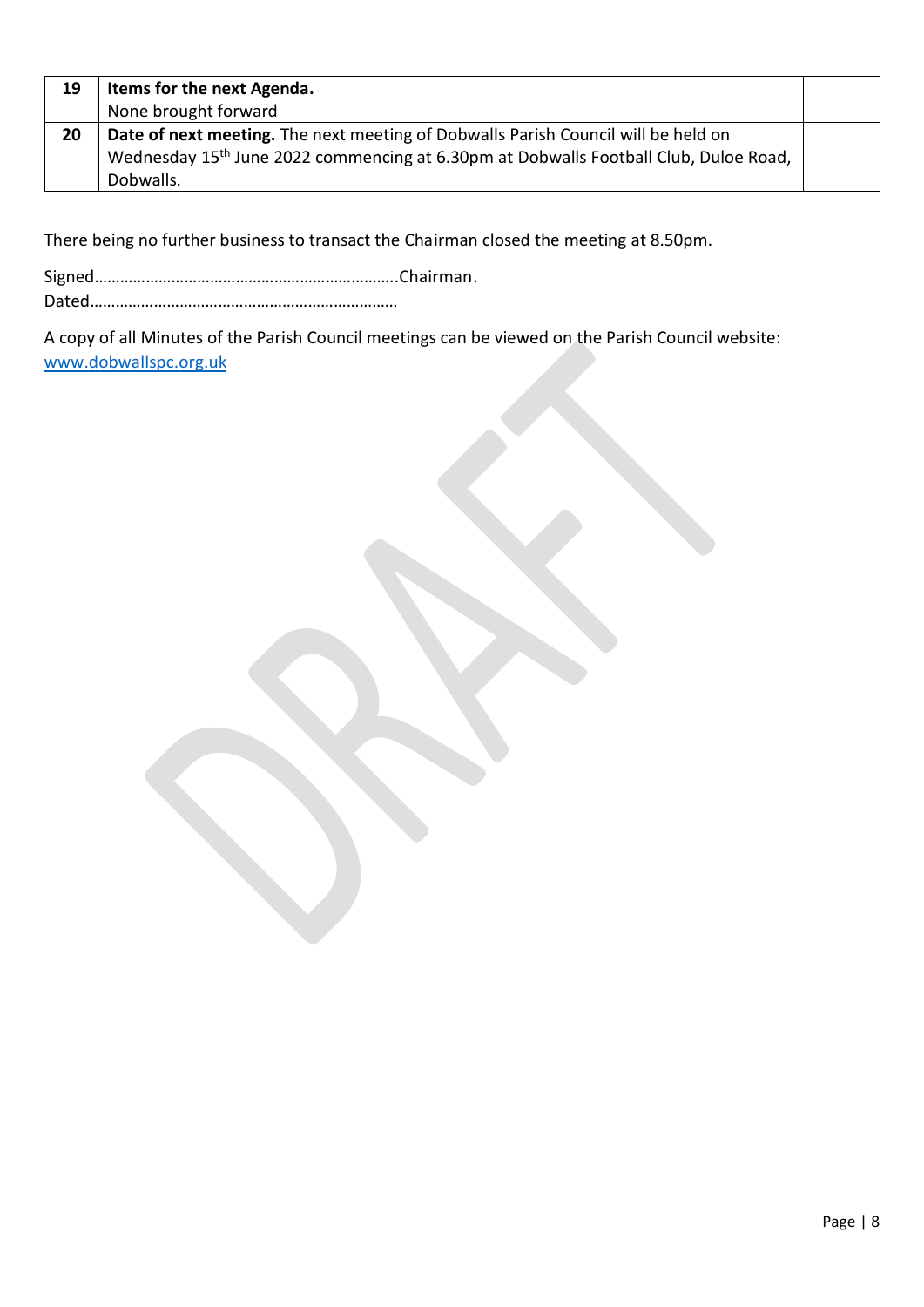| | | |
|---|---|---|
| **19** | **Items for the next Agenda.**<br>None brought forward | |
| **20** | **Date of next meeting.** The next meeting of Dobwalls Parish Council will be held on Wednesday 15th June 2022 commencing at 6.30pm at Dobwalls Football Club, Duloe Road, Dobwalls. | |

There being no further business to transact the Chairman closed the meeting at 8.50pm.

Signed…………………………………………………………….Chairman.
Dated………………………………………………………………

A copy of all Minutes of the Parish Council meetings can be viewed on the Parish Council website: www.dobwallspc.org.uk

DRAFT